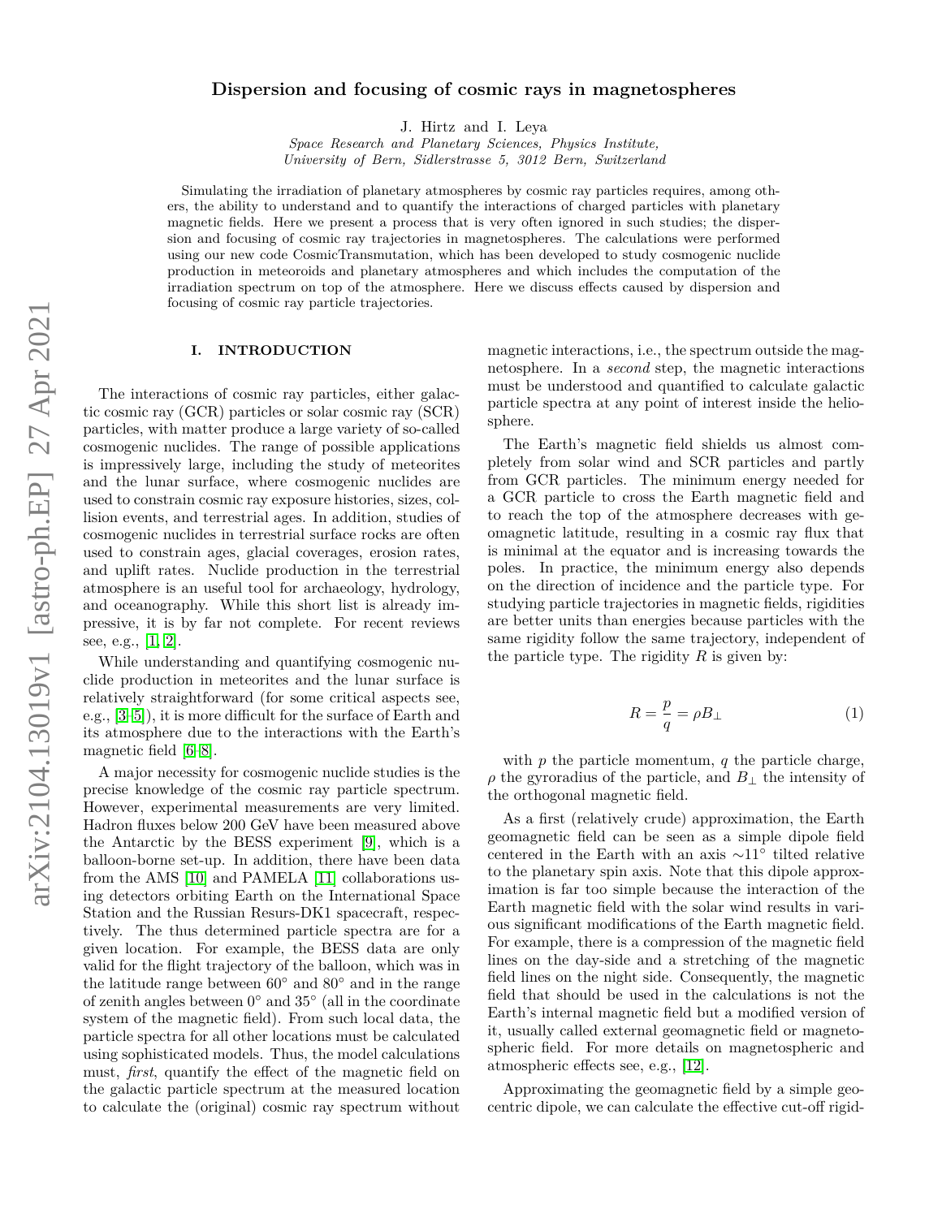# Dispersion and focusing of cosmic rays in magnetospheres

J. Hirtz and I. Leya

*Space Research and Planetary Sciences, Physics Institute,*
*University of Bern, Sidlerstrasse 5, 3012 Bern, Switzerland*

Simulating the irradiation of planetary atmospheres by cosmic ray particles requires, among others, the ability to understand and to quantify the interactions of charged particles with planetary magnetic fields. Here we present a process that is very often ignored in such studies; the dispersion and focusing of cosmic ray trajectories in magnetospheres. The calculations were performed using our new code CosmicTransmutation, which has been developed to study cosmogenic nuclide production in meteoroids and planetary atmospheres and which includes the computation of the irradiation spectrum on top of the atmosphere. Here we discuss effects caused by dispersion and focusing of cosmic ray particle trajectories.

## I. INTRODUCTION

The interactions of cosmic ray particles, either galactic cosmic ray (GCR) particles or solar cosmic ray (SCR) particles, with matter produce a large variety of so-called cosmogenic nuclides. The range of possible applications is impressively large, including the study of meteorites and the lunar surface, where cosmogenic nuclides are used to constrain cosmic ray exposure histories, sizes, collision events, and terrestrial ages. In addition, studies of cosmogenic nuclides in terrestrial surface rocks are often used to constrain ages, glacial coverages, erosion rates, and uplift rates. Nuclide production in the terrestrial atmosphere is an useful tool for archaeology, hydrology, and oceanography. While this short list is already impressive, it is by far not complete. For recent reviews see, e.g., [1, 2].

While understanding and quantifying cosmogenic nuclide production in meteorites and the lunar surface is relatively straightforward (for some critical aspects see, e.g., [3–5]), it is more difficult for the surface of Earth and its atmosphere due to the interactions with the Earth's magnetic field [6–8].

A major necessity for cosmogenic nuclide studies is the precise knowledge of the cosmic ray particle spectrum. However, experimental measurements are very limited. Hadron fluxes below 200 GeV have been measured above the Antarctic by the BESS experiment [9], which is a balloon-borne set-up. In addition, there have been data from the AMS [10] and PAMELA [11] collaborations using detectors orbiting Earth on the International Space Station and the Russian Resurs-DK1 spacecraft, respectively. The thus determined particle spectra are for a given location. For example, the BESS data are only valid for the flight trajectory of the balloon, which was in the latitude range between 60° and 80° and in the range of zenith angles between 0° and 35° (all in the coordinate system of the magnetic field). From such local data, the particle spectra for all other locations must be calculated using sophisticated models. Thus, the model calculations must, *first*, quantify the effect of the magnetic field on the galactic particle spectrum at the measured location to calculate the (original) cosmic ray spectrum without magnetic interactions, i.e., the spectrum outside the magnetosphere. In a *second* step, the magnetic interactions must be understood and quantified to calculate galactic particle spectra at any point of interest inside the heliosphere.

The Earth's magnetic field shields us almost completely from solar wind and SCR particles and partly from GCR particles. The minimum energy needed for a GCR particle to cross the Earth magnetic field and to reach the top of the atmosphere decreases with geomagnetic latitude, resulting in a cosmic ray flux that is minimal at the equator and is increasing towards the poles. In practice, the minimum energy also depends on the direction of incidence and the particle type. For studying particle trajectories in magnetic fields, rigidities are better units than energies because particles with the same rigidity follow the same trajectory, independent of the particle type. The rigidity $R$ is given by:

$$R = \frac{p}{q} = \rho B_{\perp} \tag{1}$$

with $p$ the particle momentum, $q$ the particle charge, $\rho$ the gyroradius of the particle, and $B_{\perp}$ the intensity of the orthogonal magnetic field.

As a first (relatively crude) approximation, the Earth geomagnetic field can be seen as a simple dipole field centered in the Earth with an axis ∼11° tilted relative to the planetary spin axis. Note that this dipole approximation is far too simple because the interaction of the Earth magnetic field with the solar wind results in various significant modifications of the Earth magnetic field. For example, there is a compression of the magnetic field lines on the day-side and a stretching of the magnetic field lines on the night side. Consequently, the magnetic field that should be used in the calculations is not the Earth's internal magnetic field but a modified version of it, usually called external geomagnetic field or magnetospheric field. For more details on magnetospheric and atmospheric effects see, e.g., [12].

Approximating the geomagnetic field by a simple geocentric dipole, we can calculate the effective cut-off rigid-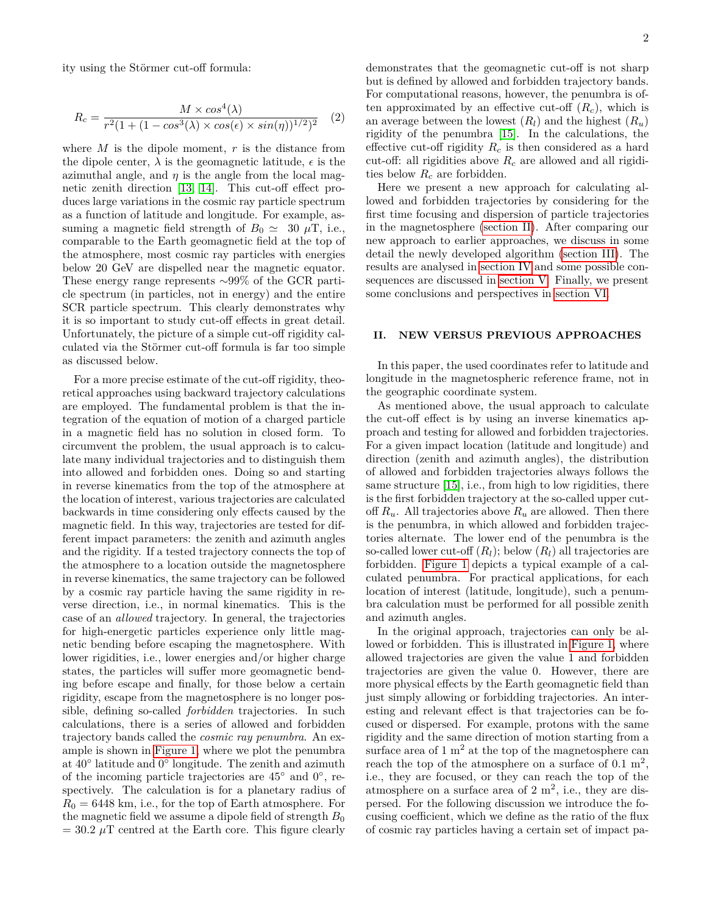ity using the Störmer cut-off formula:

$$R_c = \frac{M \times cos^4(\lambda)}{r^2(1 + (1 - cos^3(\lambda) \times cos(\epsilon) \times sin(\eta))^{1/2})^2} \quad (2)$$

where $M$ is the dipole moment, $r$ is the distance from the dipole center, $\lambda$ is the geomagnetic latitude, $\epsilon$ is the azimuthal angle, and $\eta$ is the angle from the local magnetic zenith direction [13, 14]. This cut-off effect produces large variations in the cosmic ray particle spectrum as a function of latitude and longitude. For example, assuming a magnetic field strength of $B_0 \simeq$ 30 $\mu$T, i.e., comparable to the Earth geomagnetic field at the top of the atmosphere, most cosmic ray particles with energies below 20 GeV are dispelled near the magnetic equator. These energy range represents ∼99% of the GCR particle spectrum (in particles, not in energy) and the entire SCR particle spectrum. This clearly demonstrates why it is so important to study cut-off effects in great detail. Unfortunately, the picture of a simple cut-off rigidity calculated via the Störmer cut-off formula is far too simple as discussed below.

For a more precise estimate of the cut-off rigidity, theoretical approaches using backward trajectory calculations are employed. The fundamental problem is that the integration of the equation of motion of a charged particle in a magnetic field has no solution in closed form. To circumvent the problem, the usual approach is to calculate many individual trajectories and to distinguish them into allowed and forbidden ones. Doing so and starting in reverse kinematics from the top of the atmosphere at the location of interest, various trajectories are calculated backwards in time considering only effects caused by the magnetic field. In this way, trajectories are tested for different impact parameters: the zenith and azimuth angles and the rigidity. If a tested trajectory connects the top of the atmosphere to a location outside the magnetosphere in reverse kinematics, the same trajectory can be followed by a cosmic ray particle having the same rigidity in reverse direction, i.e., in normal kinematics. This is the case of an *allowed* trajectory. In general, the trajectories for high-energetic particles experience only little magnetic bending before escaping the magnetosphere. With lower rigidities, i.e., lower energies and/or higher charge states, the particles will suffer more geomagnetic bending before escape and finally, for those below a certain rigidity, escape from the magnetosphere is no longer possible, defining so-called *forbidden* trajectories. In such calculations, there is a series of allowed and forbidden trajectory bands called the *cosmic ray penumbra*. An example is shown in Figure 1, where we plot the penumbra at 40° latitude and 0° longitude. The zenith and azimuth of the incoming particle trajectories are 45° and 0°, respectively. The calculation is for a planetary radius of $R_0$ = 6448 km, i.e., for the top of Earth atmosphere. For the magnetic field we assume a dipole field of strength $B_0$ = 30.2 $\mu$T centred at the Earth core. This figure clearly demonstrates that the geomagnetic cut-off is not sharp but is defined by allowed and forbidden trajectory bands. For computational reasons, however, the penumbra is often approximated by an effective cut-off ($R_c$), which is an average between the lowest ($R_l$) and the highest ($R_u$) rigidity of the penumbra [15]. In the calculations, the effective cut-off rigidity $R_c$ is then considered as a hard cut-off: all rigidities above $R_c$ are allowed and all rigidities below $R_c$ are forbidden.

Here we present a new approach for calculating allowed and forbidden trajectories by considering for the first time focusing and dispersion of particle trajectories in the magnetosphere (section II). After comparing our new approach to earlier approaches, we discuss in some detail the newly developed algorithm (section III). The results are analysed in section IV and some possible consequences are discussed in section V. Finally, we present some conclusions and perspectives in section VI.

## II. NEW VERSUS PREVIOUS APPROACHES

In this paper, the used coordinates refer to latitude and longitude in the magnetospheric reference frame, not in the geographic coordinate system.

As mentioned above, the usual approach to calculate the cut-off effect is by using an inverse kinematics approach and testing for allowed and forbidden trajectories. For a given impact location (latitude and longitude) and direction (zenith and azimuth angles), the distribution of allowed and forbidden trajectories always follows the same structure [15], i.e., from high to low rigidities, there is the first forbidden trajectory at the so-called upper cut-off $R_u$. All trajectories above $R_u$ are allowed. Then there is the penumbra, in which allowed and forbidden trajectories alternate. The lower end of the penumbra is the so-called lower cut-off ($R_l$); below ($R_l$) all trajectories are forbidden. Figure 1 depicts a typical example of a calculated penumbra. For practical applications, for each location of interest (latitude, longitude), such a penumbra calculation must be performed for all possible zenith and azimuth angles.

In the original approach, trajectories can only be allowed or forbidden. This is illustrated in Figure 1, where allowed trajectories are given the value 1 and forbidden trajectories are given the value 0. However, there are more physical effects by the Earth geomagnetic field than just simply allowing or forbidding trajectories. An interesting and relevant effect is that trajectories can be focused or dispersed. For example, protons with the same rigidity and the same direction of motion starting from a surface area of 1 m$^2$ at the top of the magnetosphere can reach the top of the atmosphere on a surface of 0.1 m$^2$, i.e., they are focused, or they can reach the top of the atmosphere on a surface area of 2 m$^2$, i.e., they are dispersed. For the following discussion we introduce the focusing coefficient, which we define as the ratio of the flux of cosmic ray particles having a certain set of impact pa-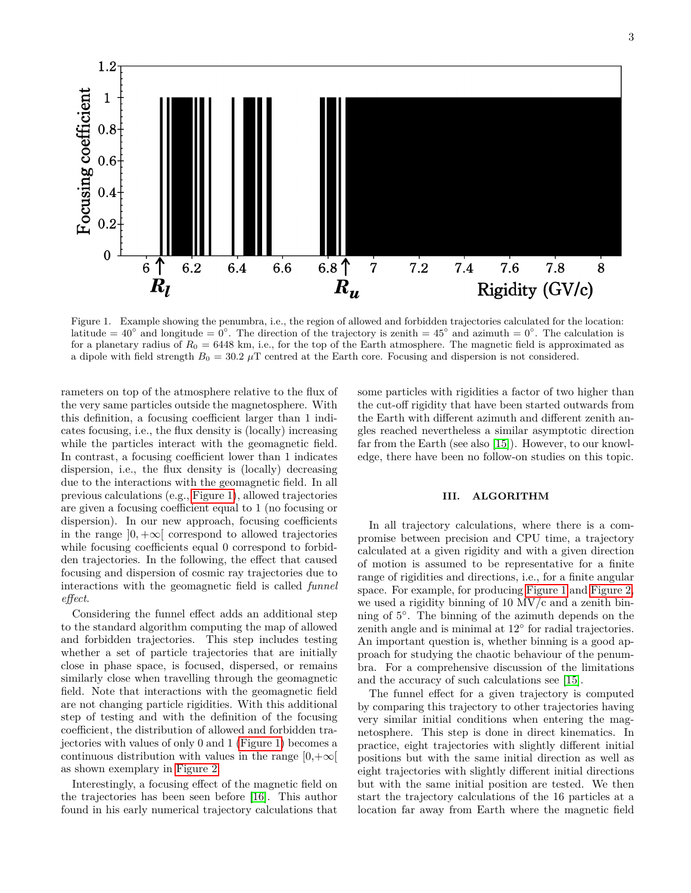Figure 1. Example showing the penumbra, i.e., the region of allowed and forbidden trajectories calculated for the location: latitude = 40° and longitude = 0°. The direction of the trajectory is zenith = 45° and azimuth = 0°. The calculation is for a planetary radius of $R_0 = 6448$ km, i.e., for the top of the Earth atmosphere. The magnetic field is approximated as a dipole with field strength $B_0 = 30.2\ \mu$T centred at the Earth core. Focusing and dispersion is not considered.

rameters on top of the atmosphere relative to the flux of the very same particles outside the magnetosphere. With this definition, a focusing coefficient larger than 1 indicates focusing, i.e., the flux density is (locally) increasing while the particles interact with the geomagnetic field. In contrast, a focusing coefficient lower than 1 indicates dispersion, i.e., the flux density is (locally) decreasing due to the interactions with the geomagnetic field. In all previous calculations (e.g., Figure 1), allowed trajectories are given a focusing coefficient equal to 1 (no focusing or dispersion). In our new approach, focusing coefficients in the range $]0, +\infty[$ correspond to allowed trajectories while focusing coefficients equal 0 correspond to forbidden trajectories. In the following, the effect that caused focusing and dispersion of cosmic ray trajectories due to interactions with the geomagnetic field is called *funnel effect*.

Considering the funnel effect adds an additional step to the standard algorithm computing the map of allowed and forbidden trajectories. This step includes testing whether a set of particle trajectories that are initially close in phase space, is focused, dispersed, or remains similarly close when travelling through the geomagnetic field. Note that interactions with the geomagnetic field are not changing particle rigidities. With this additional step of testing and with the definition of the focusing coefficient, the distribution of allowed and forbidden trajectories with values of only 0 and 1 (Figure 1) becomes a continuous distribution with values in the range $[0,+\infty[$ as shown exemplary in Figure 2.

Interestingly, a focusing effect of the magnetic field on the trajectories has been seen before [16]. This author found in his early numerical trajectory calculations that some particles with rigidities a factor of two higher than the cut-off rigidity that have been started outwards from the Earth with different azimuth and different zenith angles reached nevertheless a similar asymptotic direction far from the Earth (see also [15]). However, to our knowledge, there have been no follow-on studies on this topic.

## III. ALGORITHM

In all trajectory calculations, where there is a compromise between precision and CPU time, a trajectory calculated at a given rigidity and with a given direction of motion is assumed to be representative for a finite range of rigidities and directions, i.e., for a finite angular space. For example, for producing Figure 1 and Figure 2, we used a rigidity binning of 10 MV/c and a zenith binning of 5°. The binning of the azimuth depends on the zenith angle and is minimal at 12° for radial trajectories. An important question is, whether binning is a good approach for studying the chaotic behaviour of the penumbra. For a comprehensive discussion of the limitations and the accuracy of such calculations see [15].

The funnel effect for a given trajectory is computed by comparing this trajectory to other trajectories having very similar initial conditions when entering the magnetosphere. This step is done in direct kinematics. In practice, eight trajectories with slightly different initial positions but with the same initial direction as well as eight trajectories with slightly different initial directions but with the same initial position are tested. We then start the trajectory calculations of the 16 particles at a location far away from Earth where the magnetic field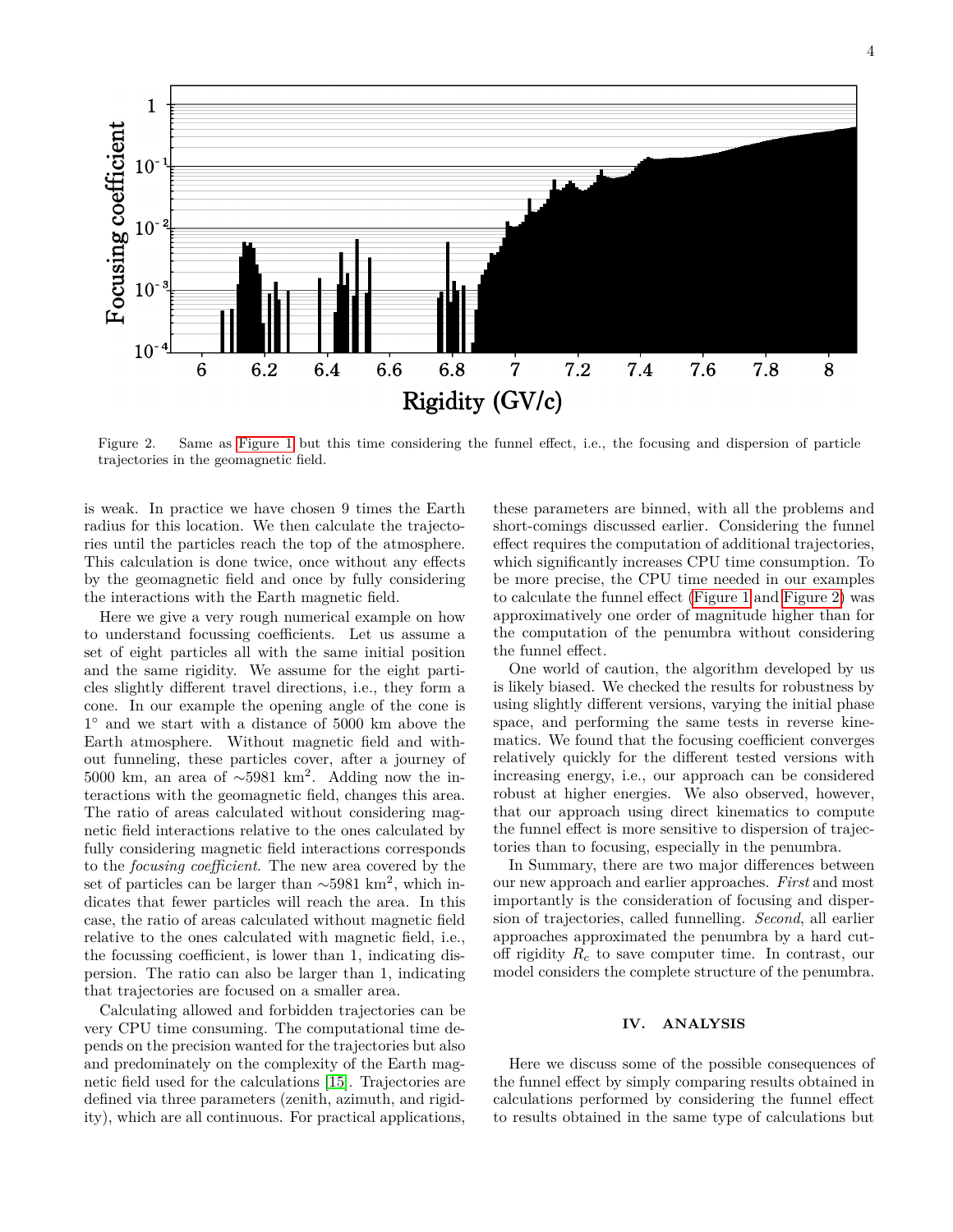Figure 2. Same as Figure 1 but this time considering the funnel effect, i.e., the focusing and dispersion of particle trajectories in the geomagnetic field.

is weak. In practice we have chosen 9 times the Earth radius for this location. We then calculate the trajectories until the particles reach the top of the atmosphere. This calculation is done twice, once without any effects by the geomagnetic field and once by fully considering the interactions with the Earth magnetic field.

Here we give a very rough numerical example on how to understand focussing coefficients. Let us assume a set of eight particles all with the same initial position and the same rigidity. We assume for the eight particles slightly different travel directions, i.e., they form a cone. In our example the opening angle of the cone is 1° and we start with a distance of 5000 km above the Earth atmosphere. Without magnetic field and without funneling, these particles cover, after a journey of 5000 km, an area of ∼5981 km$^2$. Adding now the interactions with the geomagnetic field, changes this area. The ratio of areas calculated without considering magnetic field interactions relative to the ones calculated by fully considering magnetic field interactions corresponds to the *focusing coefficient*. The new area covered by the set of particles can be larger than ∼5981 km$^2$, which indicates that fewer particles will reach the area. In this case, the ratio of areas calculated without magnetic field relative to the ones calculated with magnetic field, i.e., the focussing coefficient, is lower than 1, indicating dispersion. The ratio can also be larger than 1, indicating that trajectories are focused on a smaller area.

Calculating allowed and forbidden trajectories can be very CPU time consuming. The computational time depends on the precision wanted for the trajectories but also and predominately on the complexity of the Earth magnetic field used for the calculations [15]. Trajectories are defined via three parameters (zenith, azimuth, and rigidity), which are all continuous. For practical applications, these parameters are binned, with all the problems and short-comings discussed earlier. Considering the funnel effect requires the computation of additional trajectories, which significantly increases CPU time consumption. To be more precise, the CPU time needed in our examples to calculate the funnel effect (Figure 1 and Figure 2) was approximatively one order of magnitude higher than for the computation of the penumbra without considering the funnel effect.

One world of caution, the algorithm developed by us is likely biased. We checked the results for robustness by using slightly different versions, varying the initial phase space, and performing the same tests in reverse kinematics. We found that the focusing coefficient converges relatively quickly for the different tested versions with increasing energy, i.e., our approach can be considered robust at higher energies. We also observed, however, that our approach using direct kinematics to compute the funnel effect is more sensitive to dispersion of trajectories than to focusing, especially in the penumbra.

In Summary, there are two major differences between our new approach and earlier approaches. *First* and most importantly is the consideration of focusing and dispersion of trajectories, called funnelling. *Second*, all earlier approaches approximated the penumbra by a hard cutoff rigidity $R_c$ to save computer time. In contrast, our model considers the complete structure of the penumbra.

## IV. ANALYSIS

Here we discuss some of the possible consequences of the funnel effect by simply comparing results obtained in calculations performed by considering the funnel effect to results obtained in the same type of calculations but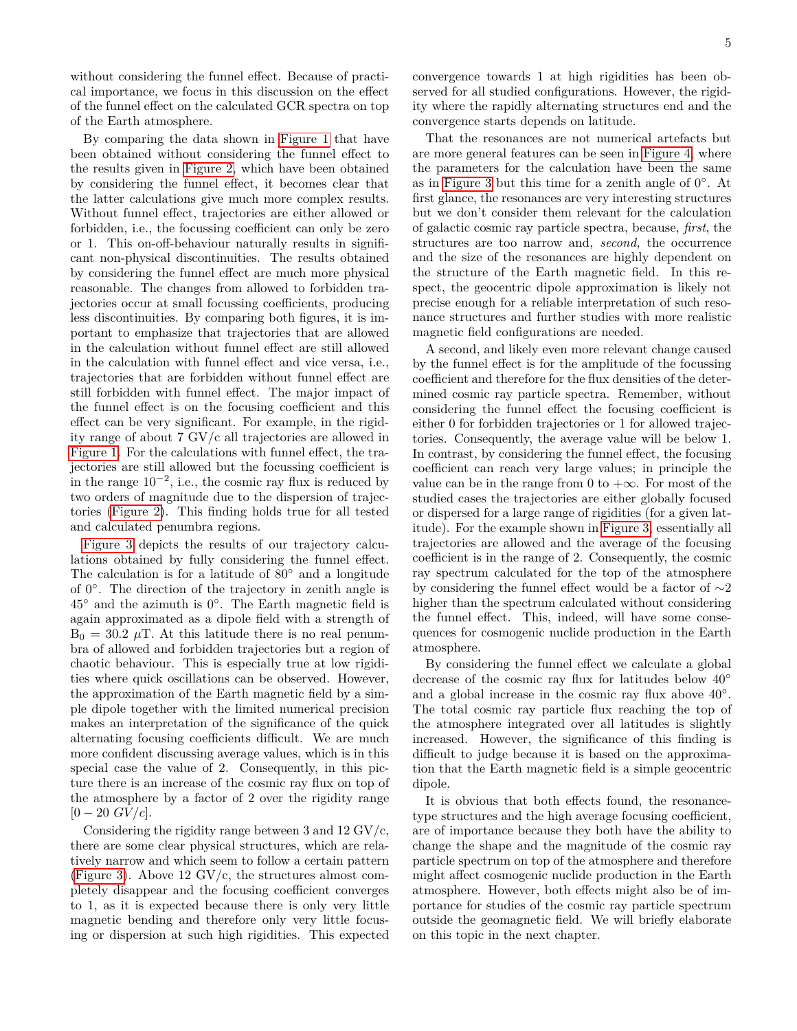without considering the funnel effect. Because of practical importance, we focus in this discussion on the effect of the funnel effect on the calculated GCR spectra on top of the Earth atmosphere.

By comparing the data shown in Figure 1 that have been obtained without considering the funnel effect to the results given in Figure 2, which have been obtained by considering the funnel effect, it becomes clear that the latter calculations give much more complex results. Without funnel effect, trajectories are either allowed or forbidden, i.e., the focussing coefficient can only be zero or 1. This on-off-behaviour naturally results in significant non-physical discontinuities. The results obtained by considering the funnel effect are much more physical reasonable. The changes from allowed to forbidden trajectories occur at small focussing coefficients, producing less discontinuities. By comparing both figures, it is important to emphasize that trajectories that are allowed in the calculation without funnel effect are still allowed in the calculation with funnel effect and vice versa, i.e., trajectories that are forbidden without funnel effect are still forbidden with funnel effect. The major impact of the funnel effect is on the focusing coefficient and this effect can be very significant. For example, in the rigidity range of about 7 GV/c all trajectories are allowed in Figure 1. For the calculations with funnel effect, the trajectories are still allowed but the focussing coefficient is in the range $10^{-2}$, i.e., the cosmic ray flux is reduced by two orders of magnitude due to the dispersion of trajectories (Figure 2). This finding holds true for all tested and calculated penumbra regions.

Figure 3 depicts the results of our trajectory calculations obtained by fully considering the funnel effect. The calculation is for a latitude of 80° and a longitude of 0°. The direction of the trajectory in zenith angle is 45° and the azimuth is 0°. The Earth magnetic field is again approximated as a dipole field with a strength of $B_0 = 30.2\ \mu T$. At this latitude there is no real penumbra of allowed and forbidden trajectories but a region of chaotic behaviour. This is especially true at low rigidities where quick oscillations can be observed. However, the approximation of the Earth magnetic field by a simple dipole together with the limited numerical precision makes an interpretation of the significance of the quick alternating focusing coefficients difficult. We are much more confident discussing average values, which is in this special case the value of 2. Consequently, in this picture there is an increase of the cosmic ray flux on top of the atmosphere by a factor of 2 over the rigidity range $[0 - 20\ GV/c]$.

Considering the rigidity range between 3 and 12 GV/c, there are some clear physical structures, which are relatively narrow and which seem to follow a certain pattern (Figure 3). Above 12 GV/c, the structures almost completely disappear and the focusing coefficient converges to 1, as it is expected because there is only very little magnetic bending and therefore only very little focusing or dispersion at such high rigidities. This expected convergence towards 1 at high rigidities has been observed for all studied configurations. However, the rigidity where the rapidly alternating structures end and the convergence starts depends on latitude.

That the resonances are not numerical artefacts but are more general features can be seen in Figure 4, where the parameters for the calculation have been the same as in Figure 3 but this time for a zenith angle of 0°. At first glance, the resonances are very interesting structures but we don't consider them relevant for the calculation of galactic cosmic ray particle spectra, because, *first*, the structures are too narrow and, *second,* the occurrence and the size of the resonances are highly dependent on the structure of the Earth magnetic field. In this respect, the geocentric dipole approximation is likely not precise enough for a reliable interpretation of such resonance structures and further studies with more realistic magnetic field configurations are needed.

A second, and likely even more relevant change caused by the funnel effect is for the amplitude of the focussing coefficient and therefore for the flux densities of the determined cosmic ray particle spectra. Remember, without considering the funnel effect the focusing coefficient is either 0 for forbidden trajectories or 1 for allowed trajectories. Consequently, the average value will be below 1. In contrast, by considering the funnel effect, the focusing coefficient can reach very large values; in principle the value can be in the range from 0 to $+\infty$. For most of the studied cases the trajectories are either globally focused or dispersed for a large range of rigidities (for a given latitude). For the example shown in Figure 3, essentially all trajectories are allowed and the average of the focusing coefficient is in the range of 2. Consequently, the cosmic ray spectrum calculated for the top of the atmosphere by considering the funnel effect would be a factor of $\sim$2 higher than the spectrum calculated without considering the funnel effect. This, indeed, will have some consequences for cosmogenic nuclide production in the Earth atmosphere.

By considering the funnel effect we calculate a global decrease of the cosmic ray flux for latitudes below 40° and a global increase in the cosmic ray flux above 40°. The total cosmic ray particle flux reaching the top of the atmosphere integrated over all latitudes is slightly increased. However, the significance of this finding is difficult to judge because it is based on the approximation that the Earth magnetic field is a simple geocentric dipole.

It is obvious that both effects found, the resonance-type structures and the high average focusing coefficient, are of importance because they both have the ability to change the shape and the magnitude of the cosmic ray particle spectrum on top of the atmosphere and therefore might affect cosmogenic nuclide production in the Earth atmosphere. However, both effects might also be of importance for studies of the cosmic ray particle spectrum outside the geomagnetic field. We will briefly elaborate on this topic in the next chapter.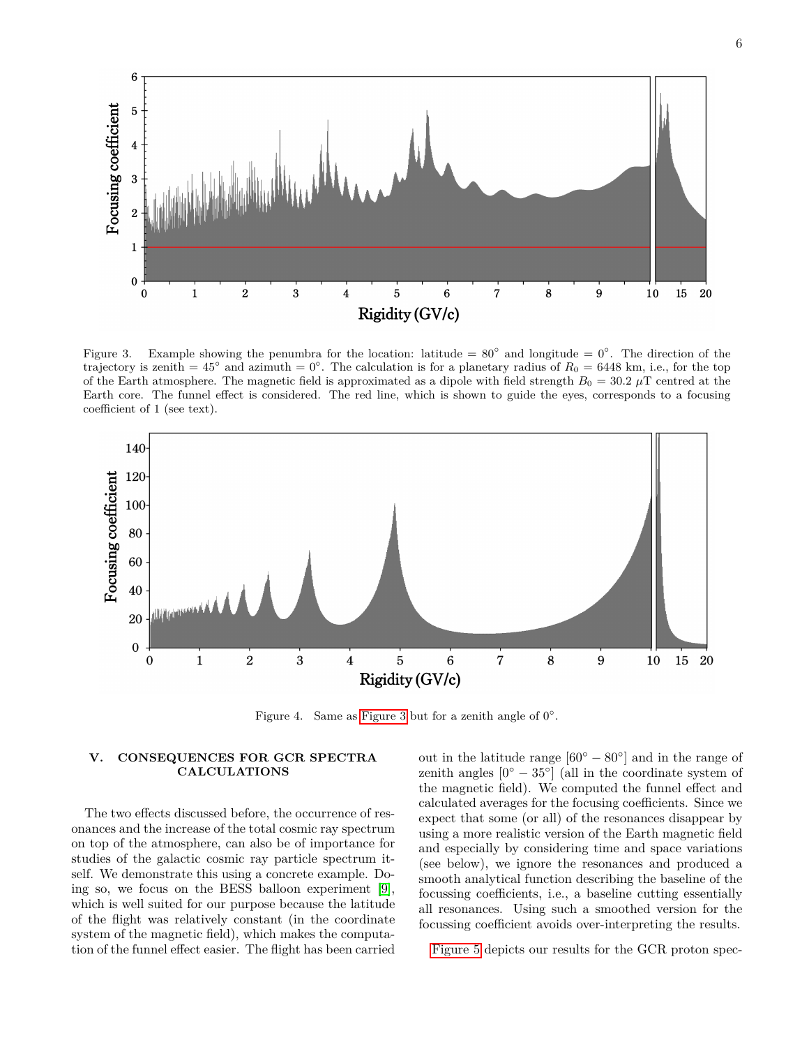Figure 3. Example showing the penumbra for the location: latitude = 80° and longitude = 0°. The direction of the trajectory is zenith = 45° and azimuth = 0°. The calculation is for a planetary radius of $R_0 = 6448$ km, i.e., for the top of the Earth atmosphere. The magnetic field is approximated as a dipole with field strength $B_0 = 30.2$ $\mu$T centred at the Earth core. The funnel effect is considered. The red line, which is shown to guide the eyes, corresponds to a focusing coefficient of 1 (see text).

Figure 4. Same as Figure 3 but for a zenith angle of 0°.

## V. CONSEQUENCES FOR GCR SPECTRA CALCULATIONS

The two effects discussed before, the occurrence of resonances and the increase of the total cosmic ray spectrum on top of the atmosphere, can also be of importance for studies of the galactic cosmic ray particle spectrum itself. We demonstrate this using a concrete example. Doing so, we focus on the BESS balloon experiment [9], which is well suited for our purpose because the latitude of the flight was relatively constant (in the coordinate system of the magnetic field), which makes the computation of the funnel effect easier. The flight has been carried out in the latitude range [60° − 80°] and in the range of zenith angles [0° − 35°] (all in the coordinate system of the magnetic field). We computed the funnel effect and calculated averages for the focusing coefficients. Since we expect that some (or all) of the resonances disappear by using a more realistic version of the Earth magnetic field and especially by considering time and space variations (see below), we ignore the resonances and produced a smooth analytical function describing the baseline of the focussing coefficients, i.e., a baseline cutting essentially all resonances. Using such a smoothed version for the focussing coefficient avoids over-interpreting the results.

Figure 5 depicts our results for the GCR proton spec-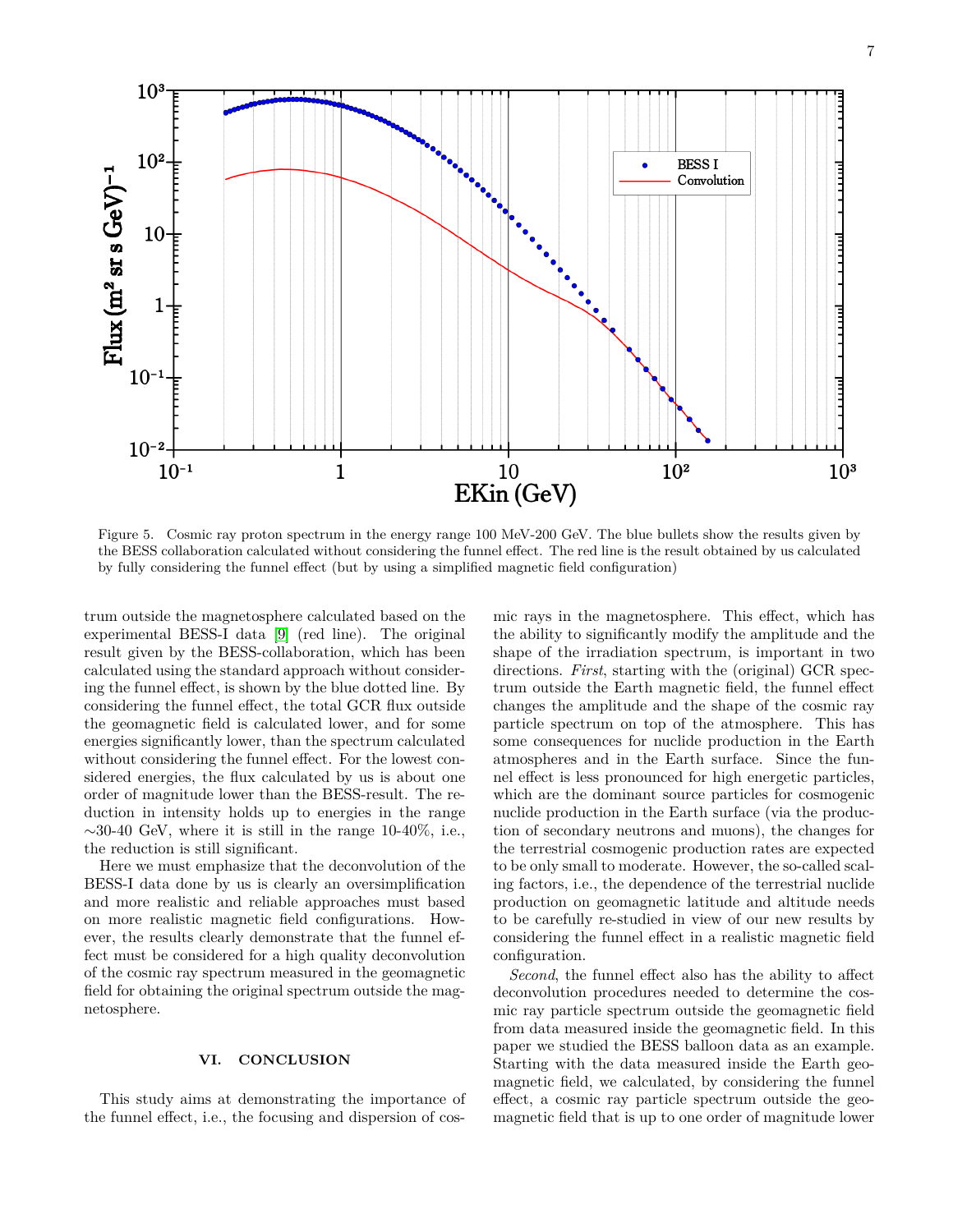Figure 5. Cosmic ray proton spectrum in the energy range 100 MeV-200 GeV. The blue bullets show the results given by the BESS collaboration calculated without considering the funnel effect. The red line is the result obtained by us calculated by fully considering the funnel effect (but by using a simplified magnetic field configuration)

trum outside the magnetosphere calculated based on the experimental BESS-I data [9] (red line). The original result given by the BESS-collaboration, which has been calculated using the standard approach without considering the funnel effect, is shown by the blue dotted line. By considering the funnel effect, the total GCR flux outside the geomagnetic field is calculated lower, and for some energies significantly lower, than the spectrum calculated without considering the funnel effect. For the lowest considered energies, the flux calculated by us is about one order of magnitude lower than the BESS-result. The reduction in intensity holds up to energies in the range $\sim$30-40 GeV, where it is still in the range 10-40%, i.e., the reduction is still significant.

Here we must emphasize that the deconvolution of the BESS-I data done by us is clearly an oversimplification and more realistic and reliable approaches must based on more realistic magnetic field configurations. However, the results clearly demonstrate that the funnel effect must be considered for a high quality deconvolution of the cosmic ray spectrum measured in the geomagnetic field for obtaining the original spectrum outside the magnetosphere.

## VI. CONCLUSION

This study aims at demonstrating the importance of the funnel effect, i.e., the focusing and dispersion of cosmic rays in the magnetosphere. This effect, which has the ability to significantly modify the amplitude and the shape of the irradiation spectrum, is important in two directions. *First*, starting with the (original) GCR spectrum outside the Earth magnetic field, the funnel effect changes the amplitude and the shape of the cosmic ray particle spectrum on top of the atmosphere. This has some consequences for nuclide production in the Earth atmospheres and in the Earth surface. Since the funnel effect is less pronounced for high energetic particles, which are the dominant source particles for cosmogenic nuclide production in the Earth surface (via the production of secondary neutrons and muons), the changes for the terrestrial cosmogenic production rates are expected to be only small to moderate. However, the so-called scaling factors, i.e., the dependence of the terrestrial nuclide production on geomagnetic latitude and altitude needs to be carefully re-studied in view of our new results by considering the funnel effect in a realistic magnetic field configuration.

*Second*, the funnel effect also has the ability to affect deconvolution procedures needed to determine the cosmic ray particle spectrum outside the geomagnetic field from data measured inside the geomagnetic field. In this paper we studied the BESS balloon data as an example. Starting with the data measured inside the Earth geomagnetic field, we calculated, by considering the funnel effect, a cosmic ray particle spectrum outside the geomagnetic field that is up to one order of magnitude lower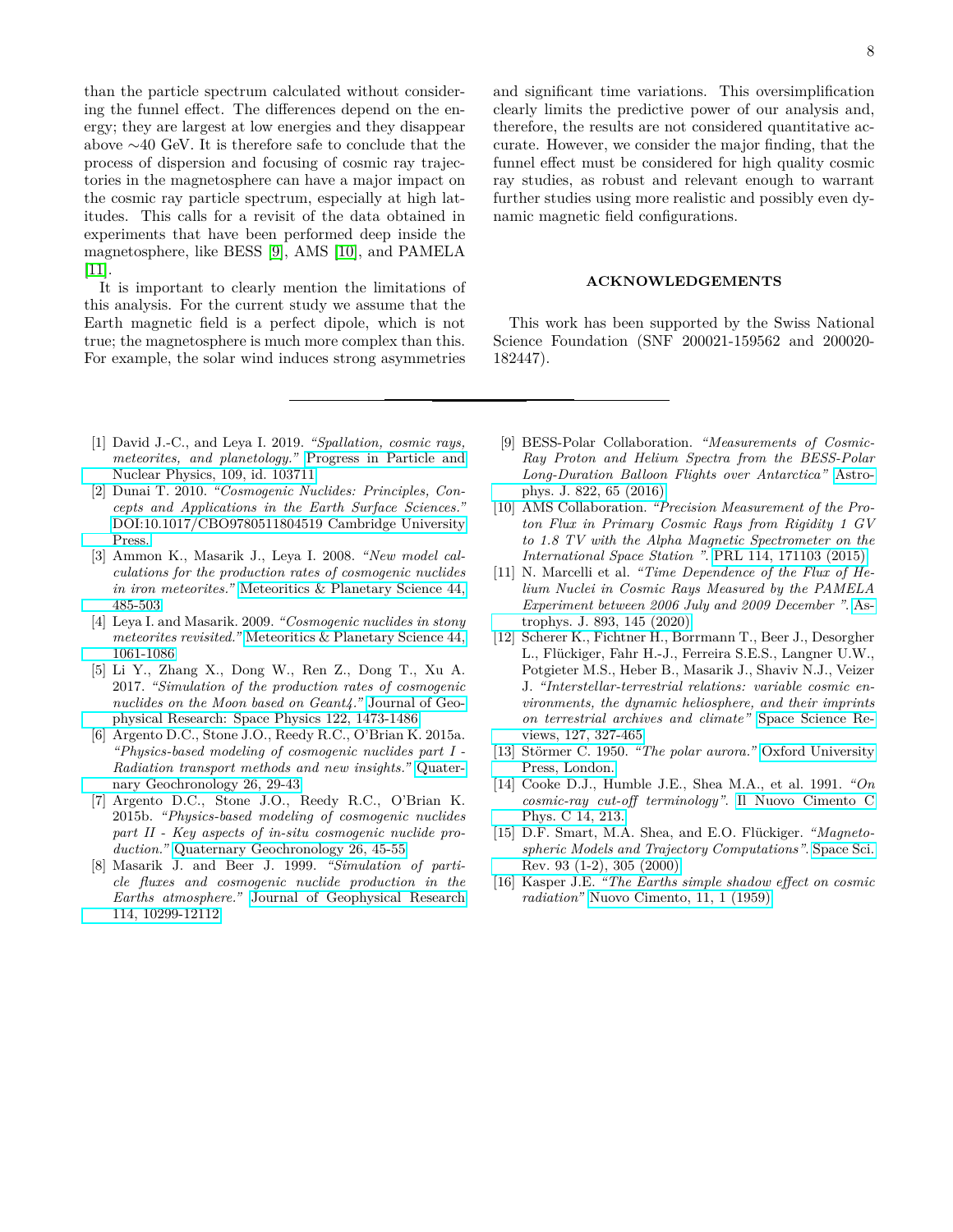than the particle spectrum calculated without considering the funnel effect. The differences depend on the energy; they are largest at low energies and they disappear above ∼40 GeV. It is therefore safe to conclude that the process of dispersion and focusing of cosmic ray trajectories in the magnetosphere can have a major impact on the cosmic ray particle spectrum, especially at high latitudes. This calls for a revisit of the data obtained in experiments that have been performed deep inside the magnetosphere, like BESS [9], AMS [10], and PAMELA [11].

It is important to clearly mention the limitations of this analysis. For the current study we assume that the Earth magnetic field is a perfect dipole, which is not true; the magnetosphere is much more complex than this. For example, the solar wind induces strong asymmetries and significant time variations. This oversimplification clearly limits the predictive power of our analysis and, therefore, the results are not considered quantitative accurate. However, we consider the major finding, that the funnel effect must be considered for high quality cosmic ray studies, as robust and relevant enough to warrant further studies using more realistic and possibly even dynamic magnetic field configurations.

## ACKNOWLEDGEMENTS

This work has been supported by the Swiss National Science Foundation (SNF 200021-159562 and 200020-182447).

---

[1] David J.-C., and Leya I. 2019. *"Spallation, cosmic rays, meteorites, and planetology."* Progress in Particle and Nuclear Physics, 109, id. 103711

[2] Dunai T. 2010. *"Cosmogenic Nuclides: Principles, Concepts and Applications in the Earth Surface Sciences."* DOI:10.1017/CBO9780511804519 Cambridge University Press.

[3] Ammon K., Masarik J., Leya I. 2008. *"New model calculations for the production rates of cosmogenic nuclides in iron meteorites."* Meteoritics & Planetary Science 44, 485-503

[4] Leya I. and Masarik. 2009. *"Cosmogenic nuclides in stony meteorites revisited."* Meteoritics & Planetary Science 44, 1061-1086

[5] Li Y., Zhang X., Dong W., Ren Z., Dong T., Xu A. 2017. *"Simulation of the production rates of cosmogenic nuclides on the Moon based on Geant4."* Journal of Geophysical Research: Space Physics 122, 1473-1486

[6] Argento D.C., Stone J.O., Reedy R.C., O'Brian K. 2015a. *"Physics-based modeling of cosmogenic nuclides part I - Radiation transport methods and new insights."* Quaternary Geochronology 26, 29-43

[7] Argento D.C., Stone J.O., Reedy R.C., O'Brian K. 2015b. *"Physics-based modeling of cosmogenic nuclides part II - Key aspects of in-situ cosmogenic nuclide production."* Quaternary Geochronology 26, 45-55

[8] Masarik J. and Beer J. 1999. *"Simulation of particle fluxes and cosmogenic nuclide production in the Earths atmosphere."* Journal of Geophysical Research 114, 10299-12112

[9] BESS-Polar Collaboration. *"Measurements of Cosmic-Ray Proton and Helium Spectra from the BESS-Polar Long-Duration Balloon Flights over Antarctica"* Astrophys. J. 822, 65 (2016)

[10] AMS Collaboration. *"Precision Measurement of the Proton Flux in Primary Cosmic Rays from Rigidity 1 GV to 1.8 TV with the Alpha Magnetic Spectrometer on the International Space Station ".* PRL 114, 171103 (2015)

[11] N. Marcelli et al. *"Time Dependence of the Flux of Helium Nuclei in Cosmic Rays Measured by the PAMELA Experiment between 2006 July and 2009 December ".* Astrophys. J. 893, 145 (2020)

[12] Scherer K., Fichtner H., Borrmann T., Beer J., Desorgher L., Flückiger, Fahr H.-J., Ferreira S.E.S., Langner U.W., Potgieter M.S., Heber B., Masarik J., Shaviv N.J., Veizer J. *"Interstellar-terrestrial relations: variable cosmic environments, the dynamic heliosphere, and their imprints on terrestrial archives and climate"* Space Science Reviews, 127, 327-465

[13] Störmer C. 1950. *"The polar aurora."* Oxford University Press, London.

[14] Cooke D.J., Humble J.E., Shea M.A., et al. 1991. *"On cosmic-ray cut-off terminology".* Il Nuovo Cimento C Phys. C 14, 213.

[15] D.F. Smart, M.A. Shea, and E.O. Flückiger. *"Magnetospheric Models and Trajectory Computations".* Space Sci. Rev. 93 (1-2), 305 (2000)

[16] Kasper J.E. *"The Earths simple shadow effect on cosmic radiation"* Nuovo Cimento, 11, 1 (1959)